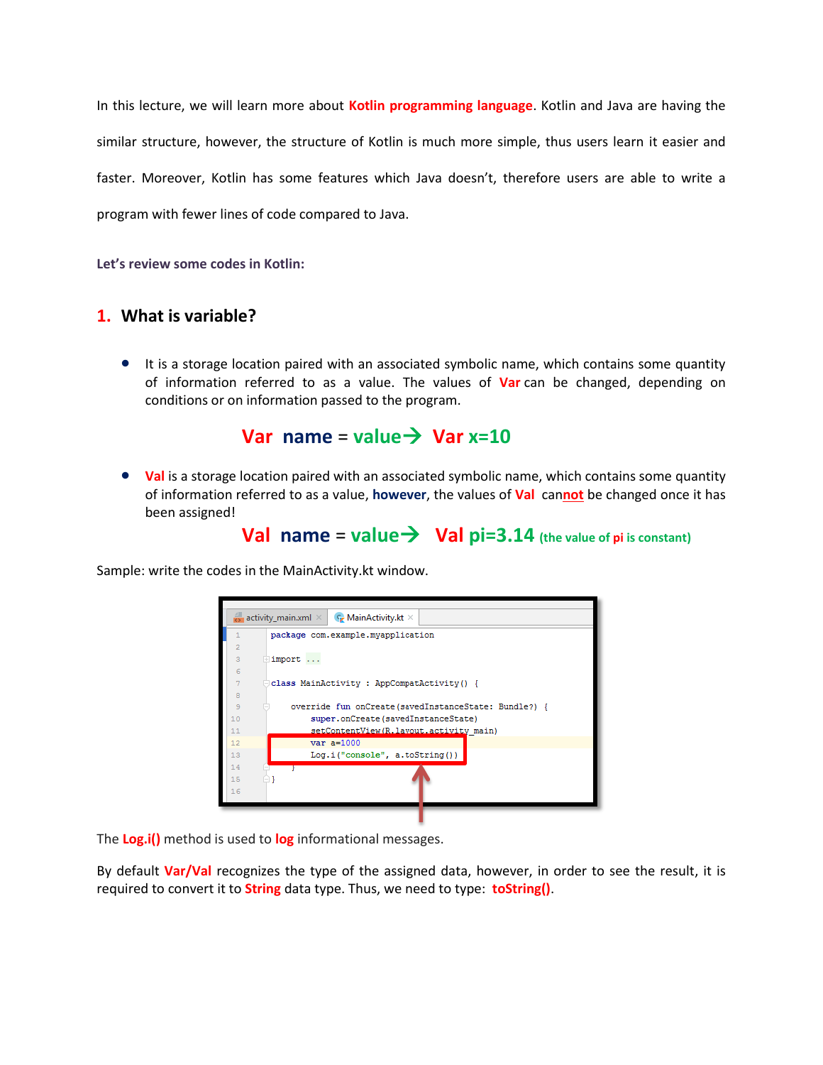In this lecture, we will learn more about **Kotlin programming language**. Kotlin and Java are having the similar structure, however, the structure of Kotlin is much more simple, thus users learn it easier and faster. Moreover, Kotlin has some features which Java doesn't, therefore users are able to write a program with fewer lines of code compared to Java.

**Let's review some codes in Kotlin:**

## 1. What is variable?

- It is a storage location paired with an associated symbolic name, which contains some quantity of information referred to as a value. The values of **Var** can be changed, depending on conditions or on information passed to the program.

**Var name = value→ Var x=10**

- **Val** is a storage location paired with an associated symbolic name, which contains some quantity of information referred to as a value, **however**, the values of **Val** can**not** be changed once it has been assigned!

**Val name = value→ Val pi=3.14** **(the value of pi is constant)**

Sample: write the codes in the MainActivity.kt window.

```
1   package com.example.myapplication
2
3   import ...
6
7   class MainActivity : AppCompatActivity() {
8
9       override fun onCreate(savedInstanceState: Bundle?) {
10          super.onCreate(savedInstanceState)
11          setContentView(R.layout.activity_main)
12          var a=1000
13          Log.i("console", a.toString())
14      }
15  }
16
```

The **Log.i()** method is used to **log** informational messages.

By default **Var/Val** recognizes the type of the assigned data, however, in order to see the result, it is required to convert it to **String** data type. Thus, we need to type: **toString()**.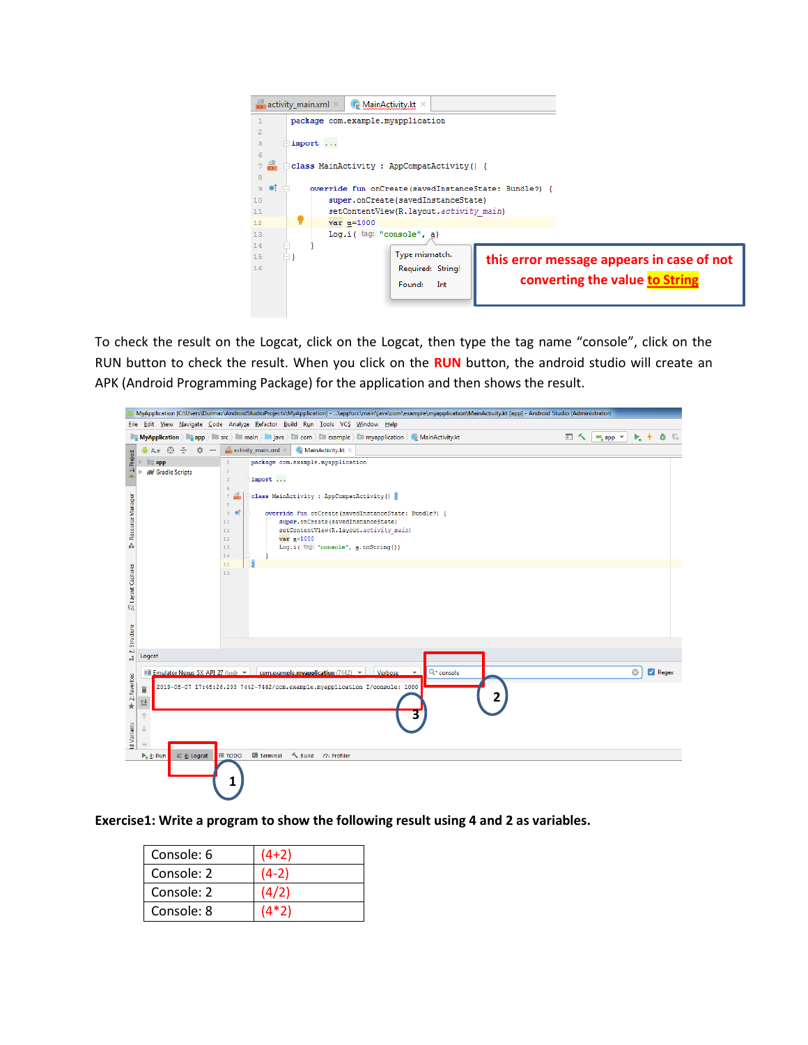```
package com.example.myapplication

import ...

class MainActivity : AppCompatActivity() {

    override fun onCreate(savedInstanceState: Bundle?) {
        super.onCreate(savedInstanceState)
        setContentView(R.layout.activity_main)
        var a=1000
        Log.i( tag: "console", a)
    }
}
```

Type mismatch.
Required: String!
Found: Int

**this error message appears in case of not converting the value to String**

To check the result on the Logcat, click on the Logcat, then type the tag name “console”, click on the RUN button to check the result. When you click on the **RUN** button, the android studio will create an APK (Android Programming Package) for the application and then shows the result.

```
package com.example.myapplication

import ...

class MainActivity : AppCompatActivity() {

    override fun onCreate(savedInstanceState: Bundle?) {
        super.onCreate(savedInstanceState)
        setContentView(R.layout.activity_main)
        var a=1000
        Log.i( tag: "console", a.toString())
    }
}
```

```
2019-05-07 17:48:26.293 7442-7442/com.example.myapplication I/console: 1000
```

**Exercise1: Write a program to show the following result using 4 and 2 as variables.**

| | |
|---|---|
| Console: 6 | (4+2) |
| Console: 2 | (4-2) |
| Console: 2 | (4/2) |
| Console: 8 | (4*2) |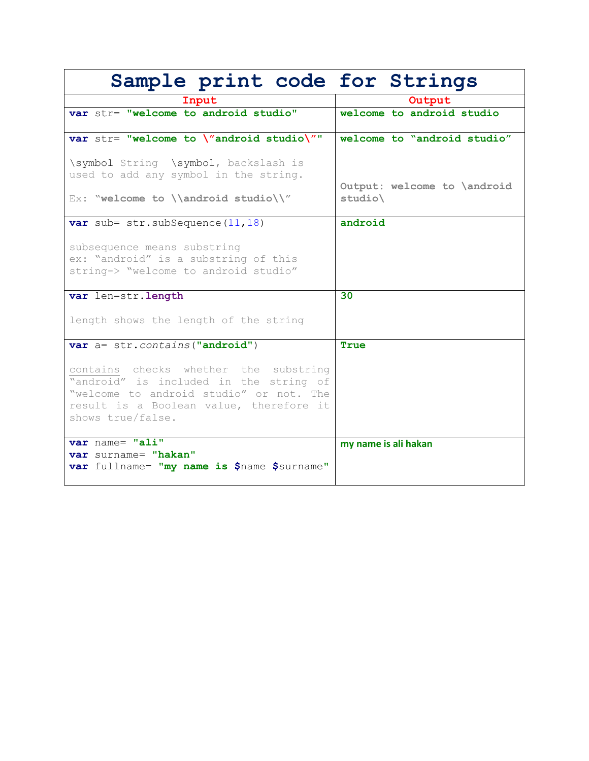# Sample print code for Strings

| Input | Output |
|---|---|
| **var** str= **"welcome to android studio"** | **welcome to android studio** |
| **var** str= **"welcome to \”android studio\”"**<br><br>\symbol String \symbol, backslash is used to add any symbol in the string.<br><br>Ex: “**welcome to \\android studio\\**” | **welcome to “android studio”**<br><br><br>**Output: welcome to \android studio\** |
| **var** sub= str.subSequence(11,18)<br><br>subsequence means substring<br>ex: “android” is a substring of this string-> “welcome to android studio” | **android** |
| **var** len=str.**length**<br><br>length shows the length of the string | **30** |
| **var** a= str.*contains*(**"android"**)<br><br>contains checks whether the substring “android” is included in the string of “welcome to android studio” or not. The result is a Boolean value, therefore it shows true/false. | **True** |
| **var** name= **"ali"**<br>**var** surname= **"hakan"**<br>**var** fullname= **"my name is $**name **$**surname" | **my name is ali hakan** |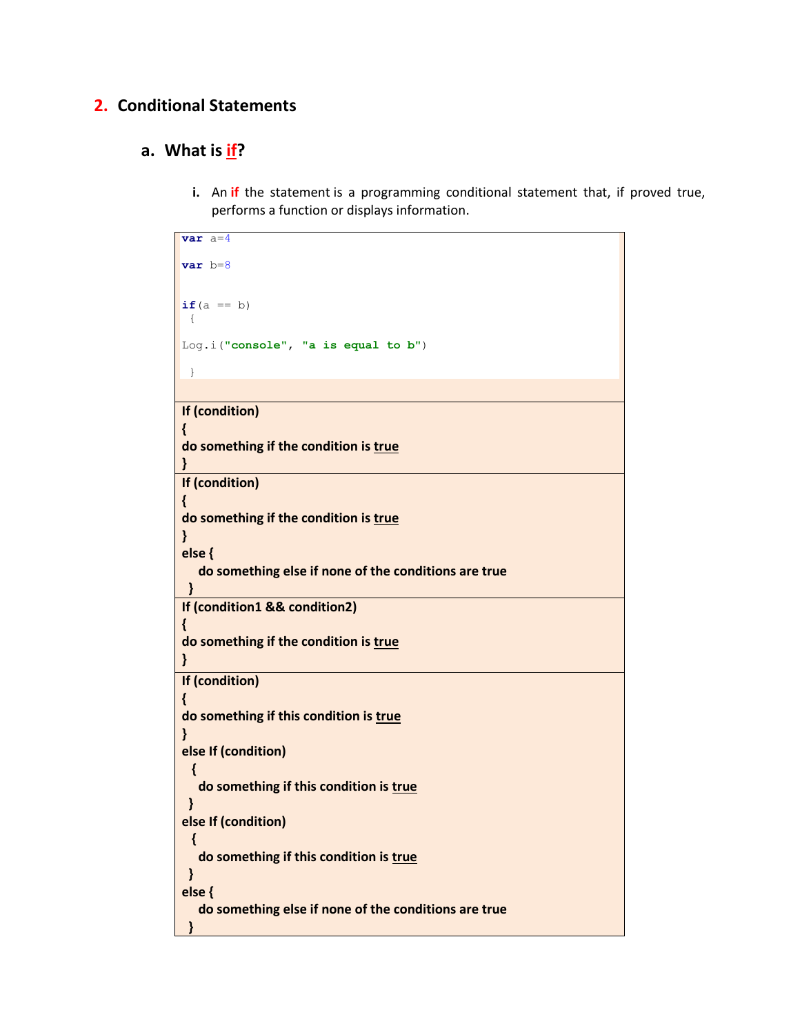## 2. Conditional Statements

### a. What is if?

i. An **if** the statement is a programming conditional statement that, if proved true, performs a function or displays information.

```
var a=4

var b=8


if(a == b)
 {

Log.i("console", "a is equal to b")

 }
```

```
If (condition)
{
do something if the condition is true
}
```

```
If (condition)
{
do something if the condition is true
}
else {
   do something else if none of the conditions are true
 }
```

```
If (condition1 && condition2)
{
do something if the condition is true
}
```

```
If (condition)
{
do something if this condition is true
}
else If (condition)
 {
   do something if this condition is true
 }
else If (condition)
 {
   do something if this condition is true
 }
else {
   do something else if none of the conditions are true
 }
```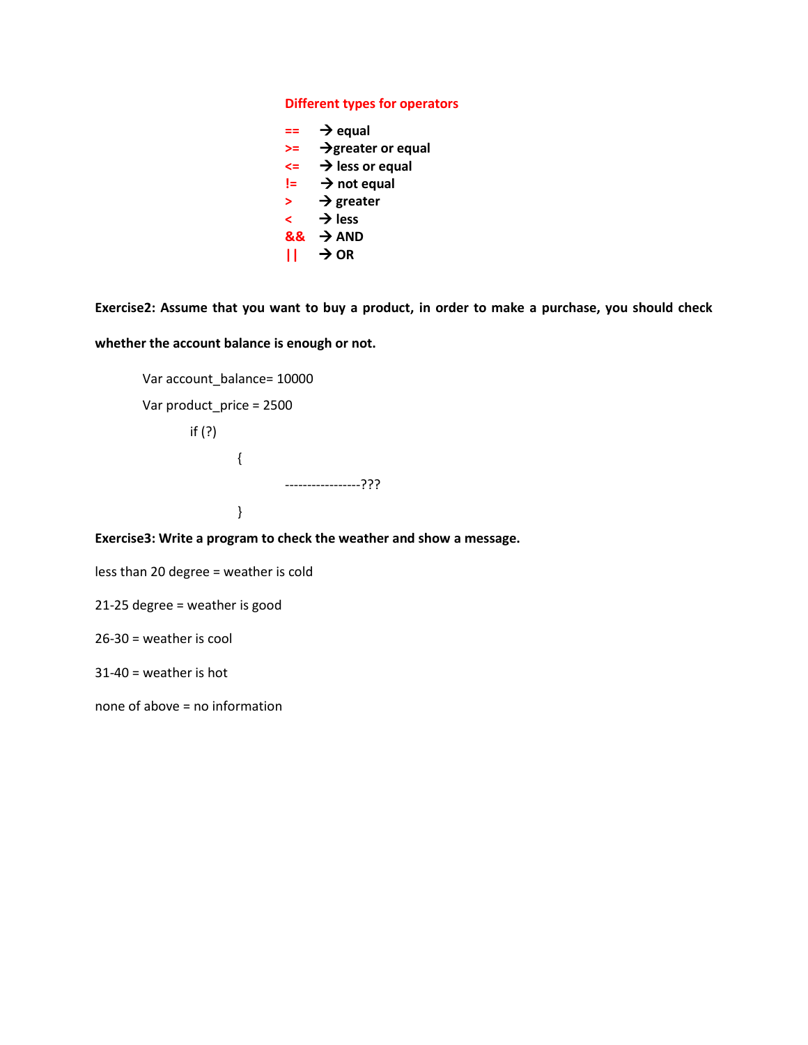**Different types for operators**

- **==** → **equal**
- **>=** → **greater or equal**
- **<=** → **less or equal**
- **!=** → **not equal**
- **>** → **greater**
- **<** → **less**
- **&&** → **AND**
- **||** → **OR**

**Exercise2: Assume that you want to buy a product, in order to make a purchase, you should check whether the account balance is enough or not.**

```
Var account_balance= 10000
Var product_price = 2500
    if (?)
        {
            -----------------???
        }
```

**Exercise3: Write a program to check the weather and show a message.**

less than 20 degree = weather is cold

21-25 degree = weather is good

26-30 = weather is cool

31-40 = weather is hot

none of above = no information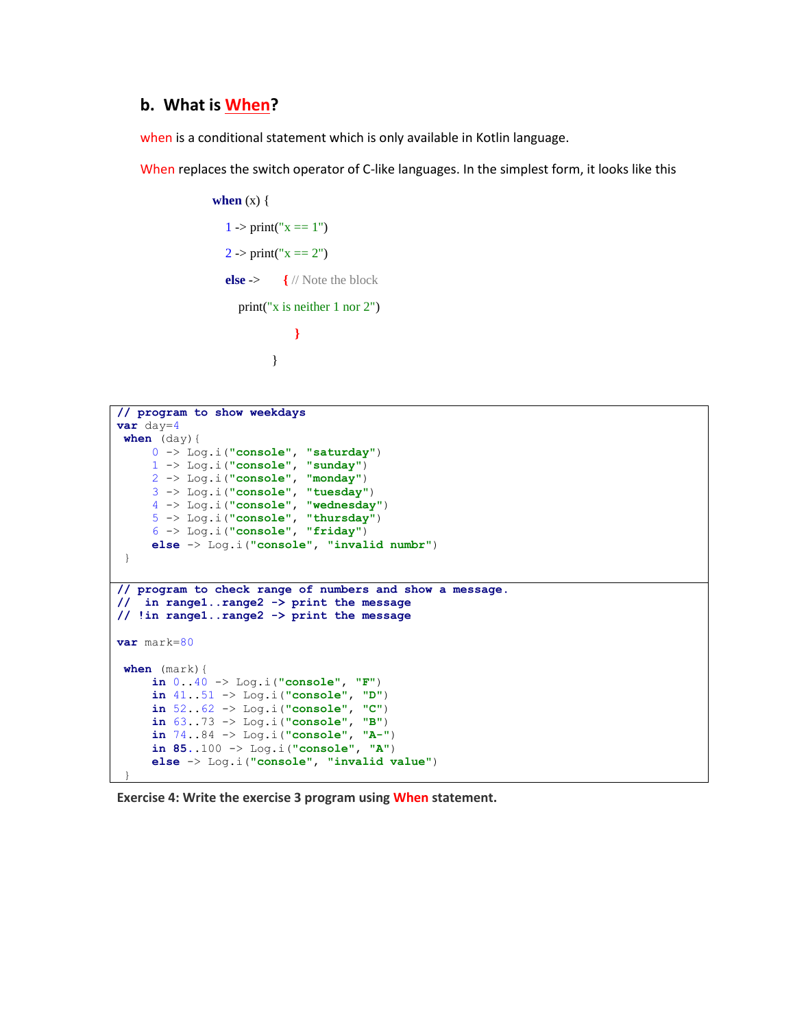## b. What is When?

when is a conditional statement which is only available in Kotlin language.

When replaces the switch operator of C-like languages. In the simplest form, it looks like this

```
when (x) {
    1 -> print("x == 1")
    2 -> print("x == 2")
    else -> { // Note the block
        print("x is neither 1 nor 2")
    }
}
```

```
// program to show weekdays
var day=4
 when (day){
     0 -> Log.i("console", "saturday")
     1 -> Log.i("console", "sunday")
     2 -> Log.i("console", "monday")
     3 -> Log.i("console", "tuesday")
     4 -> Log.i("console", "wednesday")
     5 -> Log.i("console", "thursday")
     6 -> Log.i("console", "friday")
     else -> Log.i("console", "invalid numbr")
 }
```

```
// program to check range of numbers and show a message.
//  in range1..range2 -> print the message
// !in range1..range2 -> print the message

var mark=80

 when (mark){
     in 0..40 -> Log.i("console", "F")
     in 41..51 -> Log.i("console", "D")
     in 52..62 -> Log.i("console", "C")
     in 63..73 -> Log.i("console", "B")
     in 74..84 -> Log.i("console", "A-")
     in 85..100 -> Log.i("console", "A")
     else -> Log.i("console", "invalid value")
 }
```

**Exercise 4: Write the exercise 3 program using When statement.**